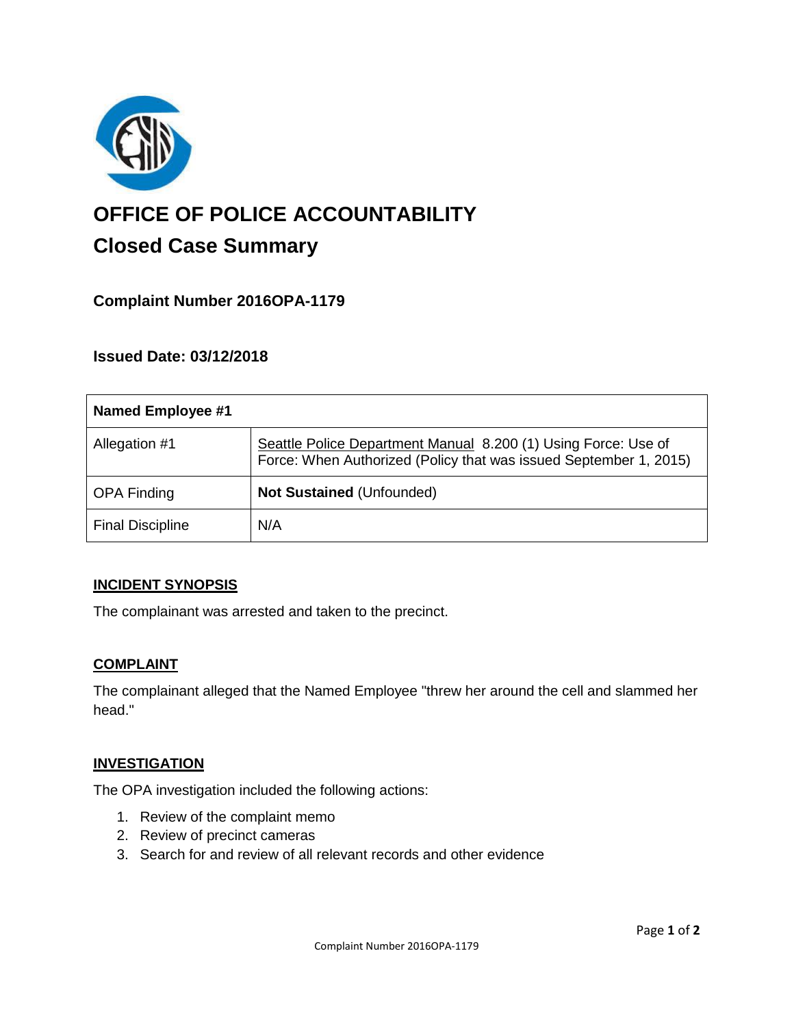# OFFICE OF POLICE ACCOUNTABILITY

## Closed Case Summary

### Complaint Number 2016OPA-1179

### Issued Date: 03/12/2018

| **Named Employee #1** | |
|---|---|
| Allegation #1 | Seattle Police Department Manual 8.200 (1) Using Force: Use of Force: When Authorized (Policy that was issued September 1, 2015) |
| OPA Finding | **Not Sustained** (Unfounded) |
| Final Discipline | N/A |

### INCIDENT SYNOPSIS

The complainant was arrested and taken to the precinct.

### COMPLAINT

The complainant alleged that the Named Employee "threw her around the cell and slammed her head."

### INVESTIGATION

The OPA investigation included the following actions:

1. Review of the complaint memo
2. Review of precinct cameras
3. Search for and review of all relevant records and other evidence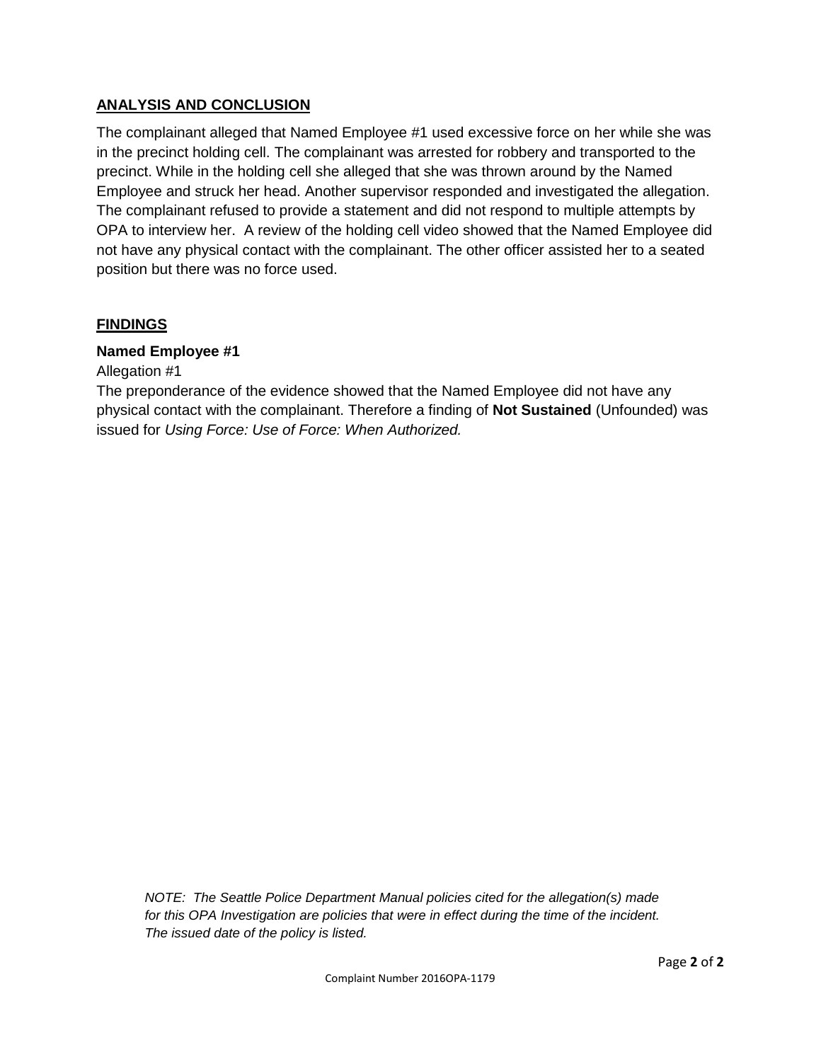## ANALYSIS AND CONCLUSION

The complainant alleged that Named Employee #1 used excessive force on her while she was in the precinct holding cell. The complainant was arrested for robbery and transported to the precinct. While in the holding cell she alleged that she was thrown around by the Named Employee and struck her head. Another supervisor responded and investigated the allegation. The complainant refused to provide a statement and did not respond to multiple attempts by OPA to interview her. A review of the holding cell video showed that the Named Employee did not have any physical contact with the complainant. The other officer assisted her to a seated position but there was no force used.

## FINDINGS

**Named Employee #1**

Allegation #1

The preponderance of the evidence showed that the Named Employee did not have any physical contact with the complainant. Therefore a finding of **Not Sustained** (Unfounded) was issued for *Using Force: Use of Force: When Authorized.*

*NOTE: The Seattle Police Department Manual policies cited for the allegation(s) made for this OPA Investigation are policies that were in effect during the time of the incident. The issued date of the policy is listed.*

Complaint Number 2016OPA-1179